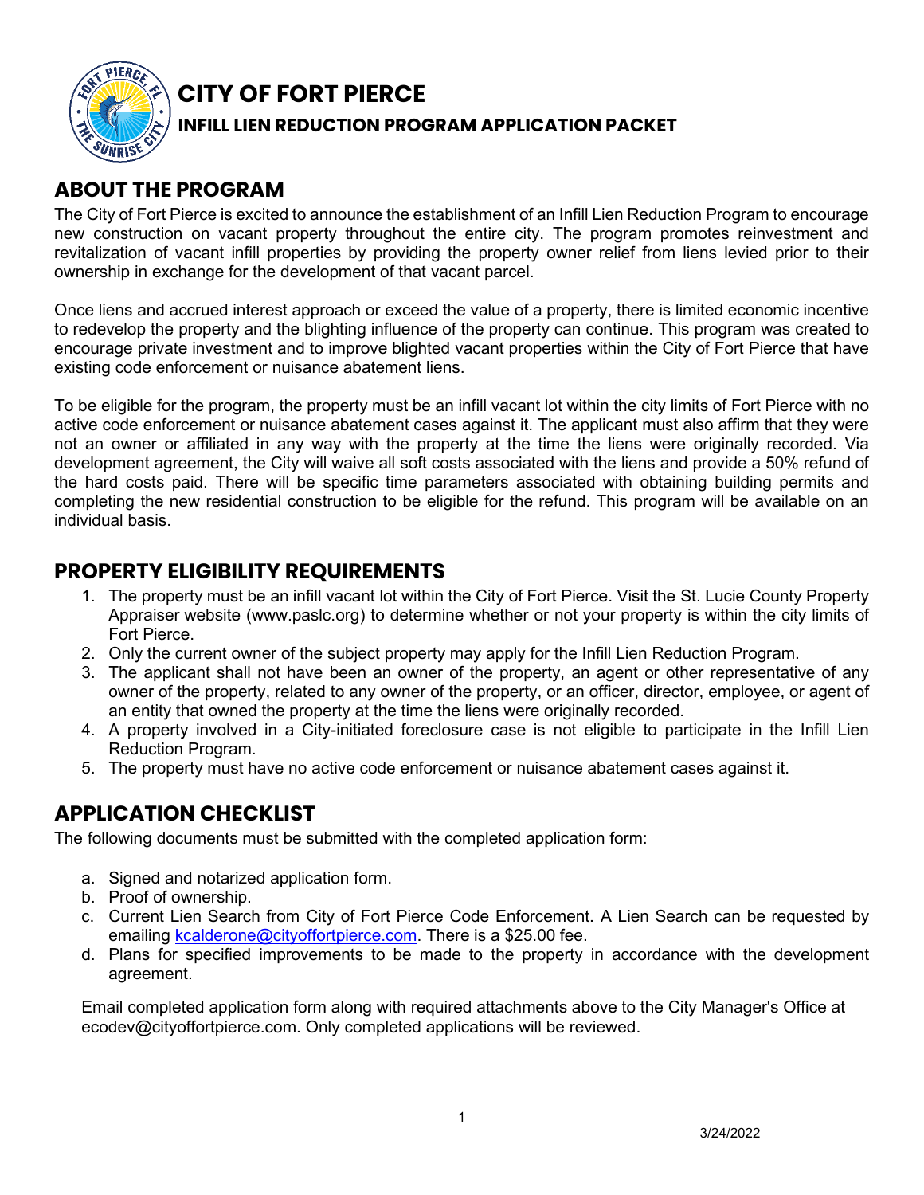# CITY OF FORT PIERCE

## INFILL LIEN REDUCTION PROGRAM APPLICATION PACKET

## ABOUT THE PROGRAM

The City of Fort Pierce is excited to announce the establishment of an Infill Lien Reduction Program to encourage new construction on vacant property throughout the entire city. The program promotes reinvestment and revitalization of vacant infill properties by providing the property owner relief from liens levied prior to their ownership in exchange for the development of that vacant parcel.

Once liens and accrued interest approach or exceed the value of a property, there is limited economic incentive to redevelop the property and the blighting influence of the property can continue. This program was created to encourage private investment and to improve blighted vacant properties within the City of Fort Pierce that have existing code enforcement or nuisance abatement liens.

To be eligible for the program, the property must be an infill vacant lot within the city limits of Fort Pierce with no active code enforcement or nuisance abatement cases against it. The applicant must also affirm that they were not an owner or affiliated in any way with the property at the time the liens were originally recorded. Via development agreement, the City will waive all soft costs associated with the liens and provide a 50% refund of the hard costs paid. There will be specific time parameters associated with obtaining building permits and completing the new residential construction to be eligible for the refund. This program will be available on an individual basis.

## PROPERTY ELIGIBILITY REQUIREMENTS

1. The property must be an infill vacant lot within the City of Fort Pierce. Visit the St. Lucie County Property Appraiser website (www.paslc.org) to determine whether or not your property is within the city limits of Fort Pierce.
2. Only the current owner of the subject property may apply for the Infill Lien Reduction Program.
3. The applicant shall not have been an owner of the property, an agent or other representative of any owner of the property, related to any owner of the property, or an officer, director, employee, or agent of an entity that owned the property at the time the liens were originally recorded.
4. A property involved in a City-initiated foreclosure case is not eligible to participate in the Infill Lien Reduction Program.
5. The property must have no active code enforcement or nuisance abatement cases against it.

## APPLICATION CHECKLIST

The following documents must be submitted with the completed application form:

a. Signed and notarized application form.
b. Proof of ownership.
c. Current Lien Search from City of Fort Pierce Code Enforcement. A Lien Search can be requested by emailing kcalderone@cityoffortpierce.com. There is a $25.00 fee.
d. Plans for specified improvements to be made to the property in accordance with the development agreement.

Email completed application form along with required attachments above to the City Manager's Office at ecodev@cityoffortpierce.com. Only completed applications will be reviewed.

3/24/2022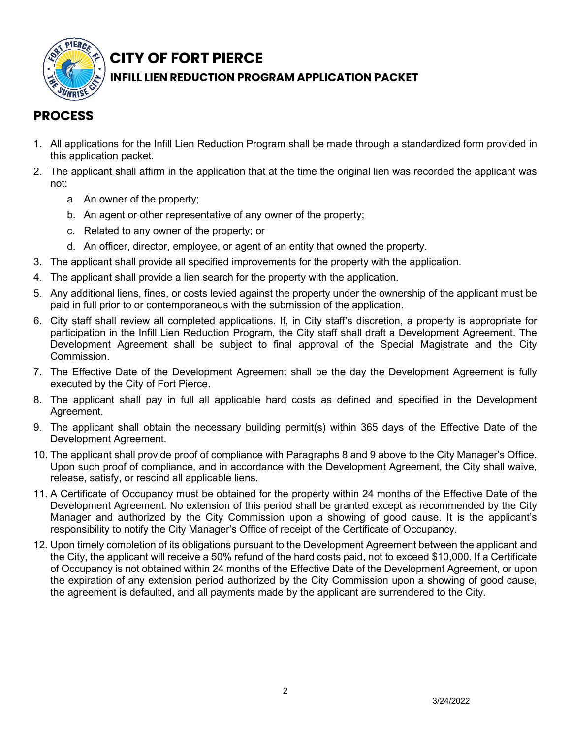# CITY OF FORT PIERCE

## INFILL LIEN REDUCTION PROGRAM APPLICATION PACKET

## PROCESS

1. All applications for the Infill Lien Reduction Program shall be made through a standardized form provided in this application packet.
2. The applicant shall affirm in the application that at the time the original lien was recorded the applicant was not:
   a. An owner of the property;
   b. An agent or other representative of any owner of the property;
   c. Related to any owner of the property; or
   d. An officer, director, employee, or agent of an entity that owned the property.
3. The applicant shall provide all specified improvements for the property with the application.
4. The applicant shall provide a lien search for the property with the application.
5. Any additional liens, fines, or costs levied against the property under the ownership of the applicant must be paid in full prior to or contemporaneous with the submission of the application.
6. City staff shall review all completed applications. If, in City staff's discretion, a property is appropriate for participation in the Infill Lien Reduction Program, the City staff shall draft a Development Agreement. The Development Agreement shall be subject to final approval of the Special Magistrate and the City Commission.
7. The Effective Date of the Development Agreement shall be the day the Development Agreement is fully executed by the City of Fort Pierce.
8. The applicant shall pay in full all applicable hard costs as defined and specified in the Development Agreement.
9. The applicant shall obtain the necessary building permit(s) within 365 days of the Effective Date of the Development Agreement.
10. The applicant shall provide proof of compliance with Paragraphs 8 and 9 above to the City Manager's Office. Upon such proof of compliance, and in accordance with the Development Agreement, the City shall waive, release, satisfy, or rescind all applicable liens.
11. A Certificate of Occupancy must be obtained for the property within 24 months of the Effective Date of the Development Agreement. No extension of this period shall be granted except as recommended by the City Manager and authorized by the City Commission upon a showing of good cause. It is the applicant's responsibility to notify the City Manager's Office of receipt of the Certificate of Occupancy.
12. Upon timely completion of its obligations pursuant to the Development Agreement between the applicant and the City, the applicant will receive a 50% refund of the hard costs paid, not to exceed $10,000. If a Certificate of Occupancy is not obtained within 24 months of the Effective Date of the Development Agreement, or upon the expiration of any extension period authorized by the City Commission upon a showing of good cause, the agreement is defaulted, and all payments made by the applicant are surrendered to the City.

3/24/2022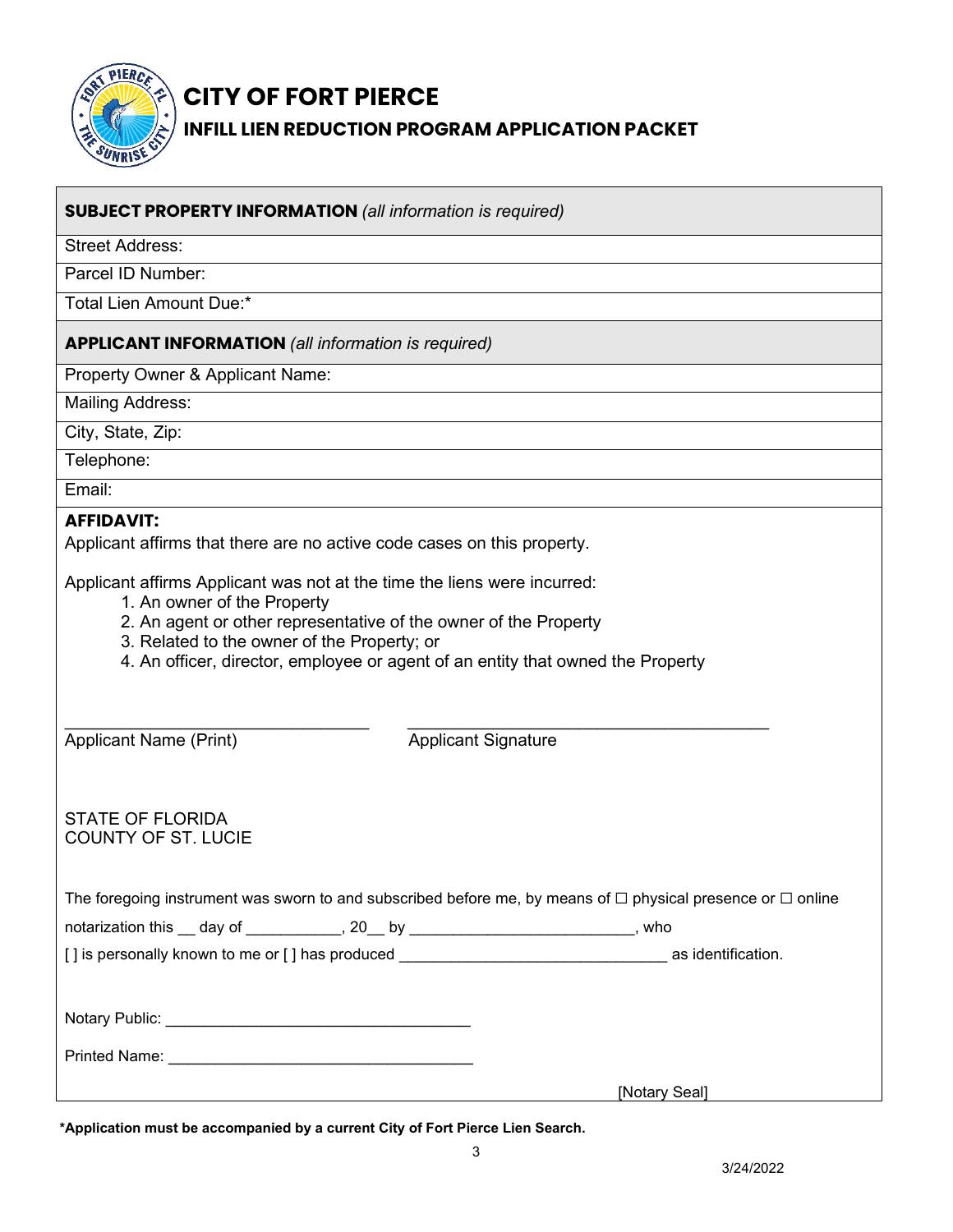# CITY OF FORT PIERCE

## INFILL LIEN REDUCTION PROGRAM APPLICATION PACKET

| | |
|---|---|
| **SUBJECT PROPERTY INFORMATION** *(all information is required)* | |
| Street Address: | |
| Parcel ID Number: | |
| Total Lien Amount Due:* | |
| **APPLICANT INFORMATION** *(all information is required)* | |
| Property Owner & Applicant Name: | |
| Mailing Address: | |
| City, State, Zip: | |
| Telephone: | |
| Email: | |

**AFFIDAVIT:**

Applicant affirms that there are no active code cases on this property.

Applicant affirms Applicant was not at the time the liens were incurred:

1. An owner of the Property
2. An agent or other representative of the owner of the Property
3. Related to the owner of the Property; or
4. An officer, director, employee or agent of an entity that owned the Property

_______________________________ _____________________________________

Applicant Name (Print) Applicant Signature

STATE OF FLORIDA
COUNTY OF ST. LUCIE

The foregoing instrument was sworn to and subscribed before me, by means of ☐ physical presence or ☐ online notarization this __ day of ___________, 20__ by _________________________, who [ ] is personally known to me or [ ] has produced _______________________________ as identification.

Notary Public: ___________________________________

Printed Name: ___________________________________

[Notary Seal]

***Application must be accompanied by a current City of Fort Pierce Lien Search.**

3/24/2022